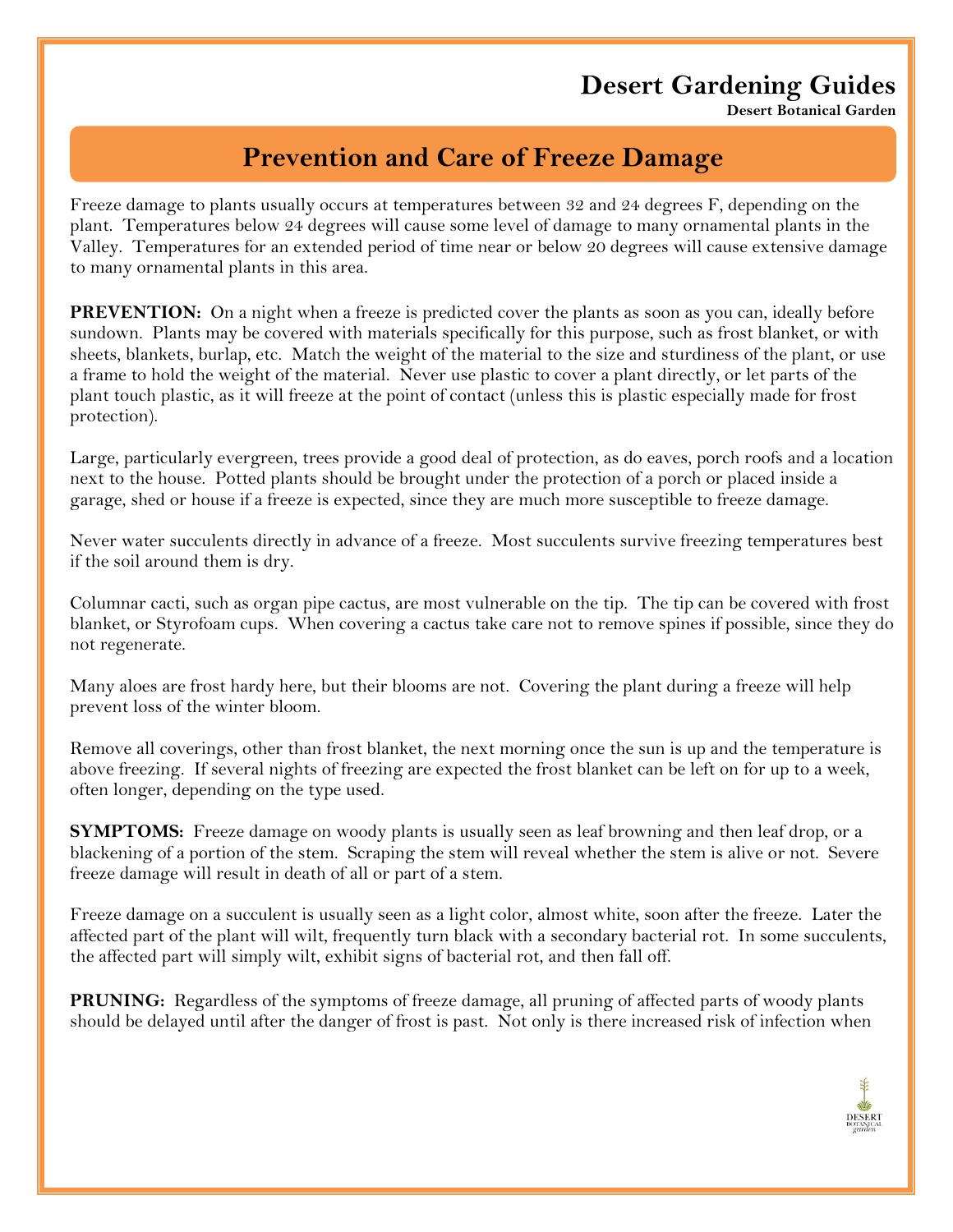# Desert Gardening Guides

**Desert Botanical Garden**

## Prevention and Care of Freeze Damage

Freeze damage to plants usually occurs at temperatures between 32 and 24 degrees F, depending on the plant. Temperatures below 24 degrees will cause some level of damage to many ornamental plants in the Valley. Temperatures for an extended period of time near or below 20 degrees will cause extensive damage to many ornamental plants in this area.

**PREVENTION:** On a night when a freeze is predicted cover the plants as soon as you can, ideally before sundown. Plants may be covered with materials specifically for this purpose, such as frost blanket, or with sheets, blankets, burlap, etc. Match the weight of the material to the size and sturdiness of the plant, or use a frame to hold the weight of the material. Never use plastic to cover a plant directly, or let parts of the plant touch plastic, as it will freeze at the point of contact (unless this is plastic especially made for frost protection).

Large, particularly evergreen, trees provide a good deal of protection, as do eaves, porch roofs and a location next to the house. Potted plants should be brought under the protection of a porch or placed inside a garage, shed or house if a freeze is expected, since they are much more susceptible to freeze damage.

Never water succulents directly in advance of a freeze. Most succulents survive freezing temperatures best if the soil around them is dry.

Columnar cacti, such as organ pipe cactus, are most vulnerable on the tip. The tip can be covered with frost blanket, or Styrofoam cups. When covering a cactus take care not to remove spines if possible, since they do not regenerate.

Many aloes are frost hardy here, but their blooms are not. Covering the plant during a freeze will help prevent loss of the winter bloom.

Remove all coverings, other than frost blanket, the next morning once the sun is up and the temperature is above freezing. If several nights of freezing are expected the frost blanket can be left on for up to a week, often longer, depending on the type used.

**SYMPTOMS:** Freeze damage on woody plants is usually seen as leaf browning and then leaf drop, or a blackening of a portion of the stem. Scraping the stem will reveal whether the stem is alive or not. Severe freeze damage will result in death of all or part of a stem.

Freeze damage on a succulent is usually seen as a light color, almost white, soon after the freeze. Later the affected part of the plant will wilt, frequently turn black with a secondary bacterial rot. In some succulents, the affected part will simply wilt, exhibit signs of bacterial rot, and then fall off.

**PRUNING:** Regardless of the symptoms of freeze damage, all pruning of affected parts of woody plants should be delayed until after the danger of frost is past. Not only is there increased risk of infection when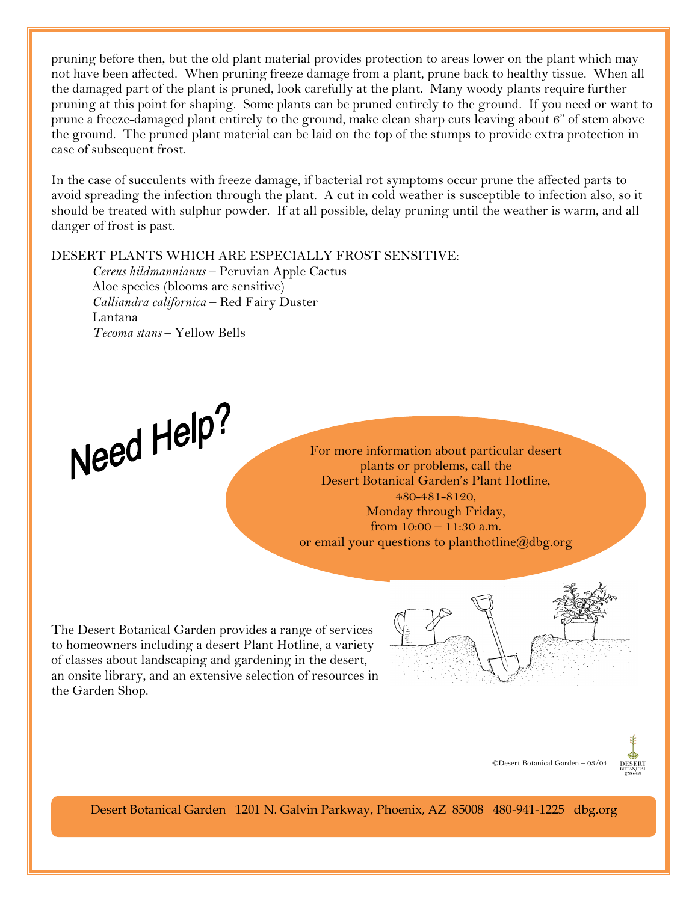pruning before then, but the old plant material provides protection to areas lower on the plant which may not have been affected. When pruning freeze damage from a plant, prune back to healthy tissue. When all the damaged part of the plant is pruned, look carefully at the plant. Many woody plants require further pruning at this point for shaping. Some plants can be pruned entirely to the ground. If you need or want to prune a freeze-damaged plant entirely to the ground, make clean sharp cuts leaving about 6" of stem above the ground. The pruned plant material can be laid on the top of the stumps to provide extra protection in case of subsequent frost.

In the case of succulents with freeze damage, if bacterial rot symptoms occur prune the affected parts to avoid spreading the infection through the plant. A cut in cold weather is susceptible to infection also, so it should be treated with sulphur powder. If at all possible, delay pruning until the weather is warm, and all danger of frost is past.

DESERT PLANTS WHICH ARE ESPECIALLY FROST SENSITIVE:

- *Cereus hildmannianus* – Peruvian Apple Cactus
- Aloe species (blooms are sensitive)
- *Calliandra californica* – Red Fairy Duster
- Lantana
- *Tecoma stans* – Yellow Bells

## Need Help?

For more information about particular desert plants or problems, call the Desert Botanical Garden's Plant Hotline, 480-481-8120, Monday through Friday, from 10:00 – 11:30 a.m. or email your questions to planthotline@dbg.org

The Desert Botanical Garden provides a range of services to homeowners including a desert Plant Hotline, a variety of classes about landscaping and gardening in the desert, an onsite library, and an extensive selection of resources in the Garden Shop.

©Desert Botanical Garden – 03/04

Desert Botanical Garden 1201 N. Galvin Parkway, Phoenix, AZ 85008 480-941-1225 dbg.org